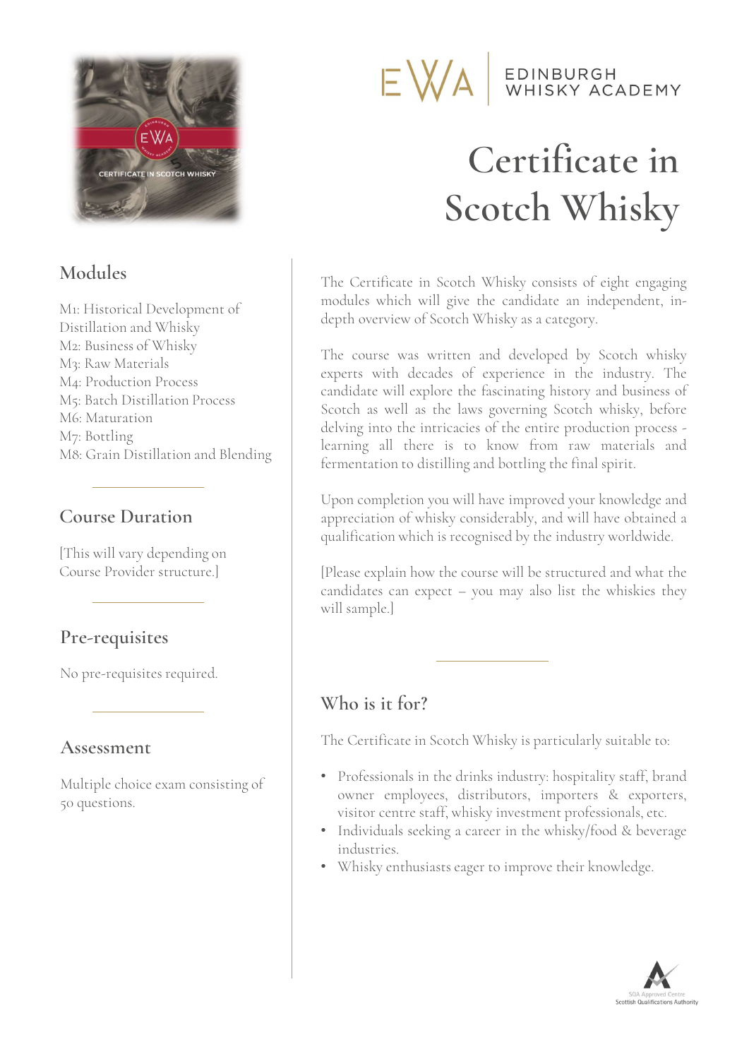EWA | EDINBURGH WHISKY ACADEMY

# Certificate in Scotch Whisky

The Certificate in Scotch Whisky consists of eight engaging modules which will give the candidate an independent, in-depth overview of Scotch Whisky as a category.

The course was written and developed by Scotch whisky experts with decades of experience in the industry. The candidate will explore the fascinating history and business of Scotch as well as the laws governing Scotch whisky, before delving into the intricacies of the entire production process - learning all there is to know from raw materials and fermentation to distilling and bottling the final spirit.

Upon completion you will have improved your knowledge and appreciation of whisky considerably, and will have obtained a qualification which is recognised by the industry worldwide.

[Please explain how the course will be structured and what the candidates can expect – you may also list the whiskies they will sample.]

## Modules

M1: Historical Development of Distillation and Whisky
M2: Business of Whisky
M3: Raw Materials
M4: Production Process
M5: Batch Distillation Process
M6: Maturation
M7: Bottling
M8: Grain Distillation and Blending

## Course Duration

[This will vary depending on Course Provider structure.]

## Pre-requisites

No pre-requisites required.

## Assessment

Multiple choice exam consisting of 50 questions.

## Who is it for?

The Certificate in Scotch Whisky is particularly suitable to:

- Professionals in the drinks industry: hospitality staff, brand owner employees, distributors, importers & exporters, visitor centre staff, whisky investment professionals, etc.
- Individuals seeking a career in the whisky/food & beverage industries.
- Whisky enthusiasts eager to improve their knowledge.

SQA Approved Centre
Scottish Qualifications Authority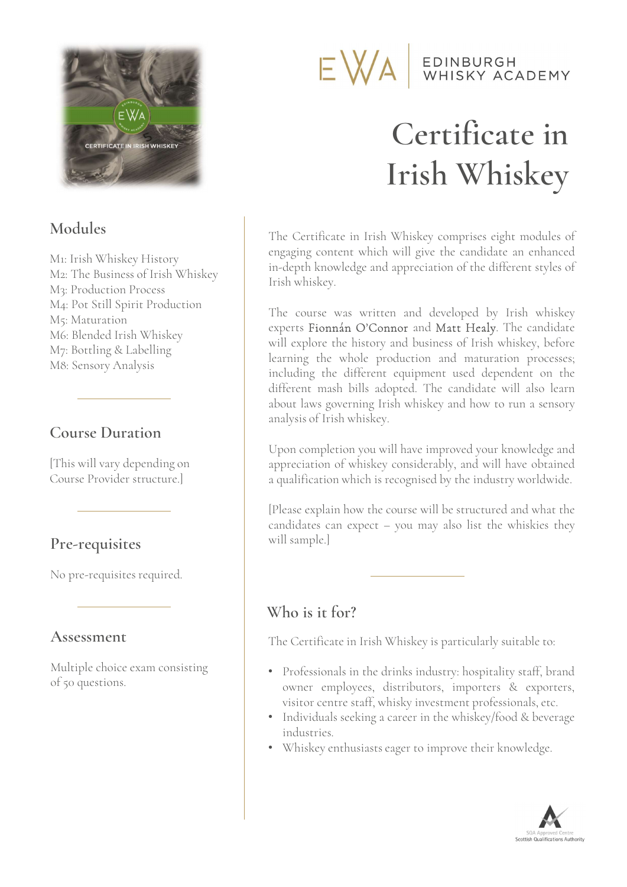EDINBURGH WHISKY ACADEMY

# Certificate in Irish Whiskey

The Certificate in Irish Whiskey comprises eight modules of engaging content which will give the candidate an enhanced in-depth knowledge and appreciation of the different styles of Irish whiskey.

The course was written and developed by Irish whiskey experts Fionnán O'Connor and Matt Healy. The candidate will explore the history and business of Irish whiskey, before learning the whole production and maturation processes; including the different equipment used dependent on the different mash bills adopted. The candidate will also learn about laws governing Irish whiskey and how to run a sensory analysis of Irish whiskey.

Upon completion you will have improved your knowledge and appreciation of whiskey considerably, and will have obtained a qualification which is recognised by the industry worldwide.

[Please explain how the course will be structured and what the candidates can expect – you may also list the whiskies they will sample.]

## Modules

M1: Irish Whiskey History
M2: The Business of Irish Whiskey
M3: Production Process
M4: Pot Still Spirit Production
M5: Maturation
M6: Blended Irish Whiskey
M7: Bottling & Labelling
M8: Sensory Analysis

## Course Duration

[This will vary depending on Course Provider structure.]

## Pre-requisites

No pre-requisites required.

## Assessment

Multiple choice exam consisting of 50 questions.

## Who is it for?

The Certificate in Irish Whiskey is particularly suitable to:

- Professionals in the drinks industry: hospitality staff, brand owner employees, distributors, importers & exporters, visitor centre staff, whisky investment professionals, etc.
- Individuals seeking a career in the whiskey/food & beverage industries.
- Whiskey enthusiasts eager to improve their knowledge.

SQA Approved Centre
Scottish Qualifications Authority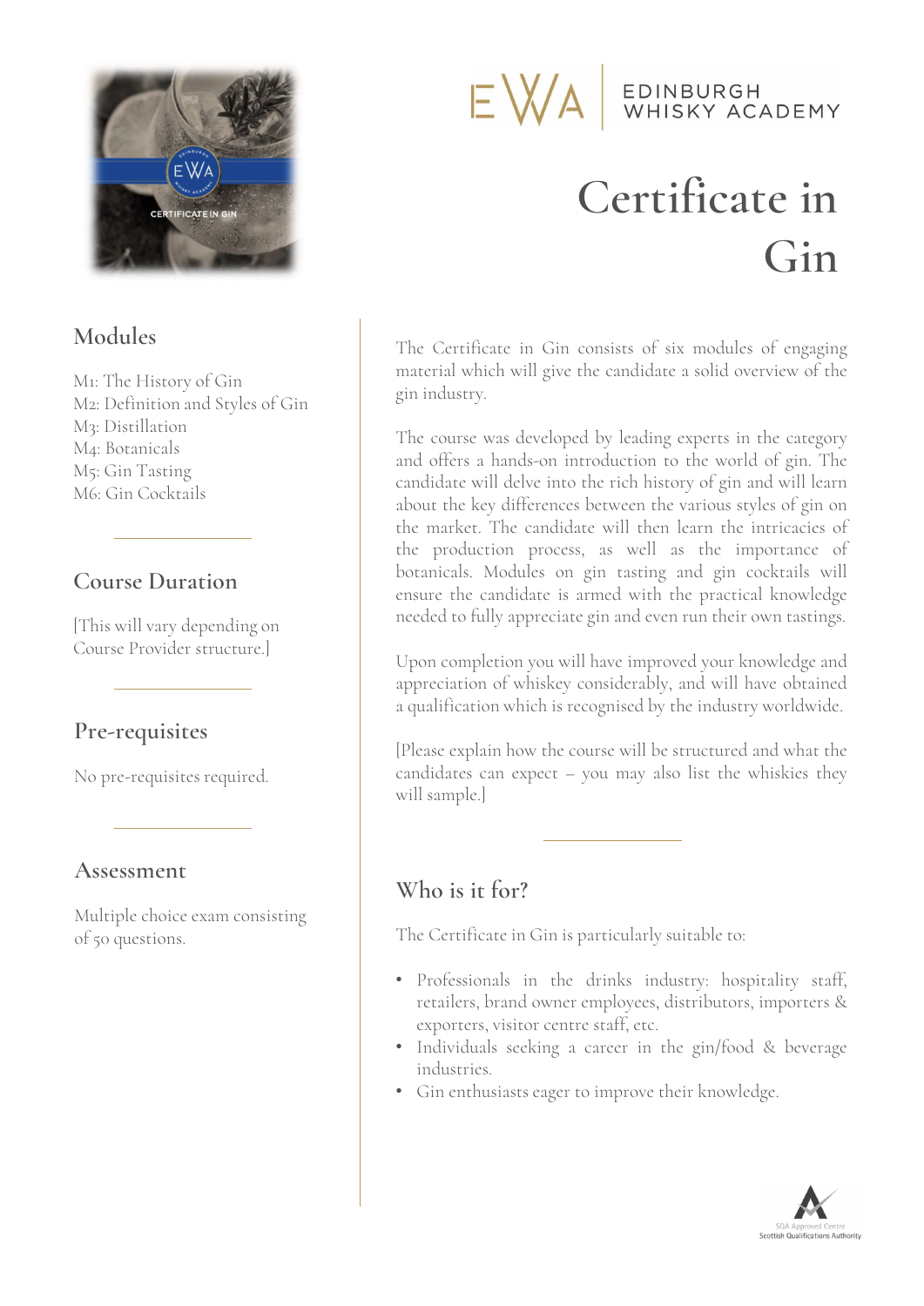EDINBURGH WHISKY ACADEMY

# Certificate in Gin

## Modules

M1: The History of Gin
M2: Definition and Styles of Gin
M3: Distillation
M4: Botanicals
M5: Gin Tasting
M6: Gin Cocktails

## Course Duration

[This will vary depending on Course Provider structure.]

## Pre-requisites

No pre-requisites required.

## Assessment

Multiple choice exam consisting of 50 questions.

The Certificate in Gin consists of six modules of engaging material which will give the candidate a solid overview of the gin industry.

The course was developed by leading experts in the category and offers a hands-on introduction to the world of gin. The candidate will delve into the rich history of gin and will learn about the key differences between the various styles of gin on the market. The candidate will then learn the intricacies of the production process, as well as the importance of botanicals. Modules on gin tasting and gin cocktails will ensure the candidate is armed with the practical knowledge needed to fully appreciate gin and even run their own tastings.

Upon completion you will have improved your knowledge and appreciation of whiskey considerably, and will have obtained a qualification which is recognised by the industry worldwide.

[Please explain how the course will be structured and what the candidates can expect – you may also list the whiskies they will sample.]

## Who is it for?

The Certificate in Gin is particularly suitable to:

- Professionals in the drinks industry: hospitality staff, retailers, brand owner employees, distributors, importers & exporters, visitor centre staff, etc.
- Individuals seeking a career in the gin/food & beverage industries.
- Gin enthusiasts eager to improve their knowledge.

SQA Approved Centre
Scottish Qualifications Authority